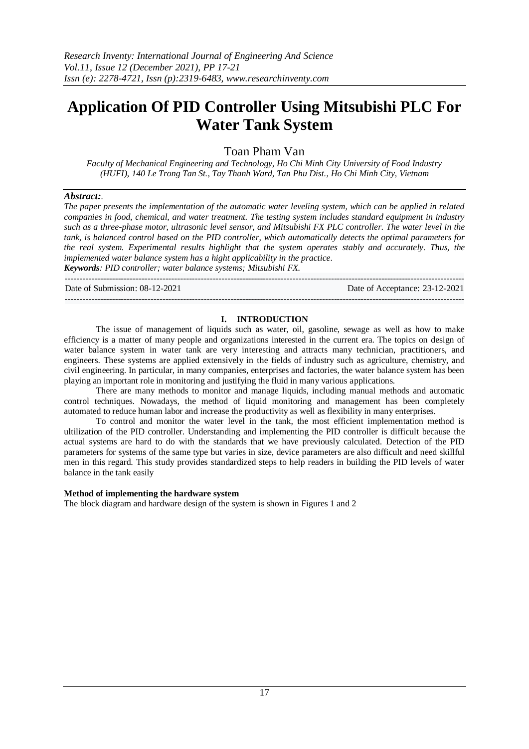# Application Of PID Controller Using Mitsubishi PLC For Water Tank System

Toan Pham Van

*Faculty of Mechanical Engineering and Technology, Ho Chi Minh City University of Food Industry (HUFI), 140 Le Trong Tan St., Tay Thanh Ward, Tan Phu Dist., Ho Chi Minh City, Vietnam*

***Abstract:**.*

*The paper presents the implementation of the automatic water leveling system, which can be applied in related companies in food, chemical, and water treatment. The testing system includes standard equipment in industry such as a three-phase motor, ultrasonic level sensor, and Mitsubishi FX PLC controller. The water level in the tank, is balanced control based on the PID controller, which automatically detects the optimal parameters for the real system. Experimental results highlight that the system operates stably and accurately. Thus, the implemented water balance system has a hight applicability in the practice.*

***Keywords**: PID controller; water balance systems; Mitsubishi FX.*

---

Date of Submission: 08-12-2021 Date of Acceptance: 23-12-2021

---

## I. INTRODUCTION

The issue of management of liquids such as water, oil, gasoline, sewage as well as how to make efficiency is a matter of many people and organizations interested in the current era. The topics on design of water balance system in water tank are very interesting and attracts many technician, practitioners, and engineers. These systems are applied extensively in the fields of industry such as agriculture, chemistry, and civil engineering. In particular, in many companies, enterprises and factories, the water balance system has been playing an important role in monitoring and justifying the fluid in many various applications.

There are many methods to monitor and manage liquids, including manual methods and automatic control techniques. Nowadays, the method of liquid monitoring and management has been completely automated to reduce human labor and increase the productivity as well as flexibility in many enterprises.

To control and monitor the water level in the tank, the most efficient implementation method is ultilization of the PID controller. Understanding and implementing the PID controller is difficult because the actual systems are hard to do with the standards that we have previously calculated. Detection of the PID parameters for systems of the same type but varies in size, device parameters are also difficult and need skillful men in this regard. This study provides standardized steps to help readers in building the PID levels of water balance in the tank easily

**Method of implementing the hardware system**

The block diagram and hardware design of the system is shown in Figures 1 and 2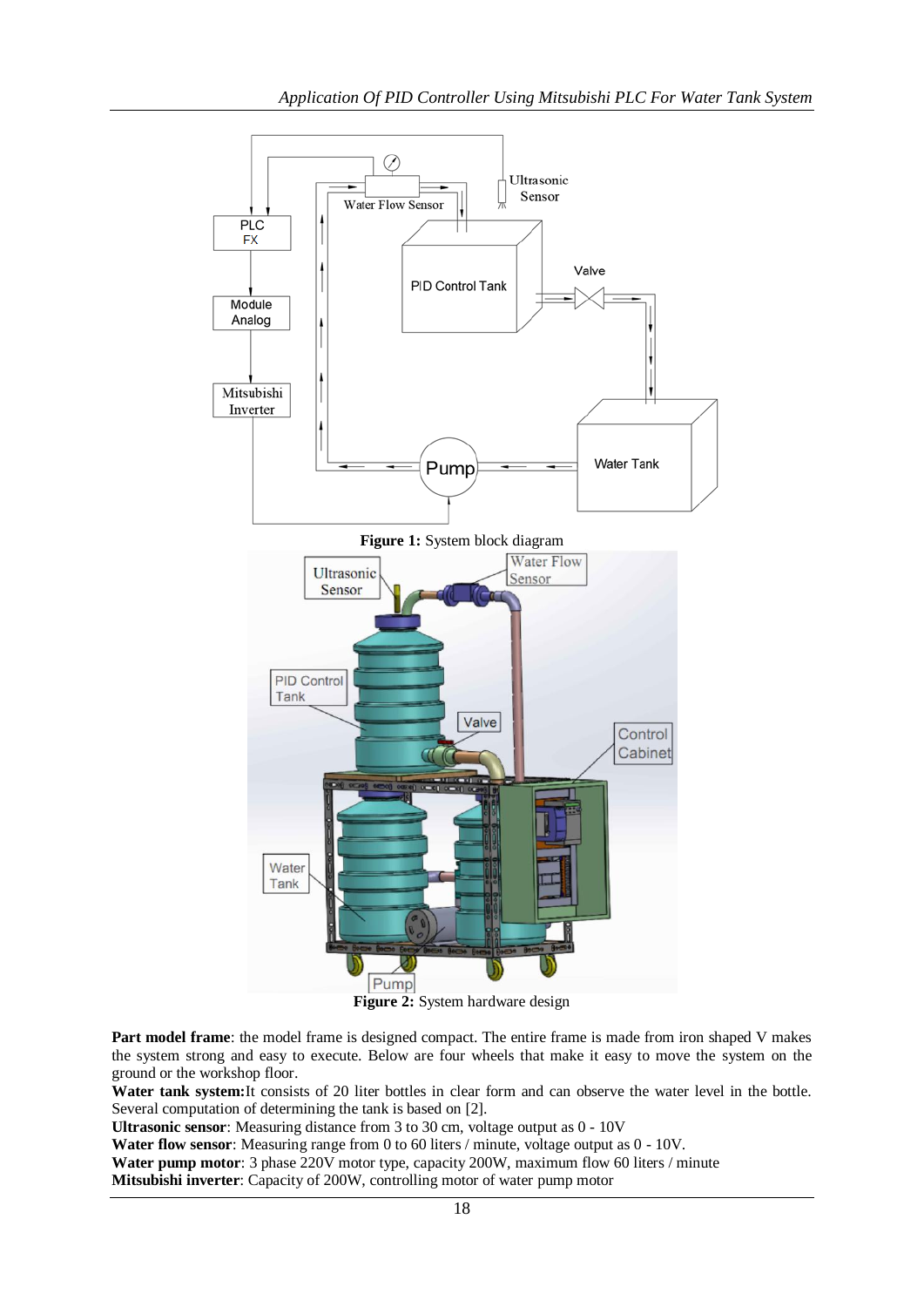Figure 1: System block diagram

Figure 2: System hardware design

**Part model frame**: the model frame is designed compact. The entire frame is made from iron shaped V makes the system strong and easy to execute. Below are four wheels that make it easy to move the system on the ground or the workshop floor.

**Water tank system:** It consists of 20 liter bottles in clear form and can observe the water level in the bottle. Several computation of determining the tank is based on [2].

**Ultrasonic sensor**: Measuring distance from 3 to 30 cm, voltage output as 0 - 10V

**Water flow sensor**: Measuring range from 0 to 60 liters / minute, voltage output as 0 - 10V.

**Water pump motor**: 3 phase 220V motor type, capacity 200W, maximum flow 60 liters / minute

**Mitsubishi inverter**: Capacity of 200W, controlling motor of water pump motor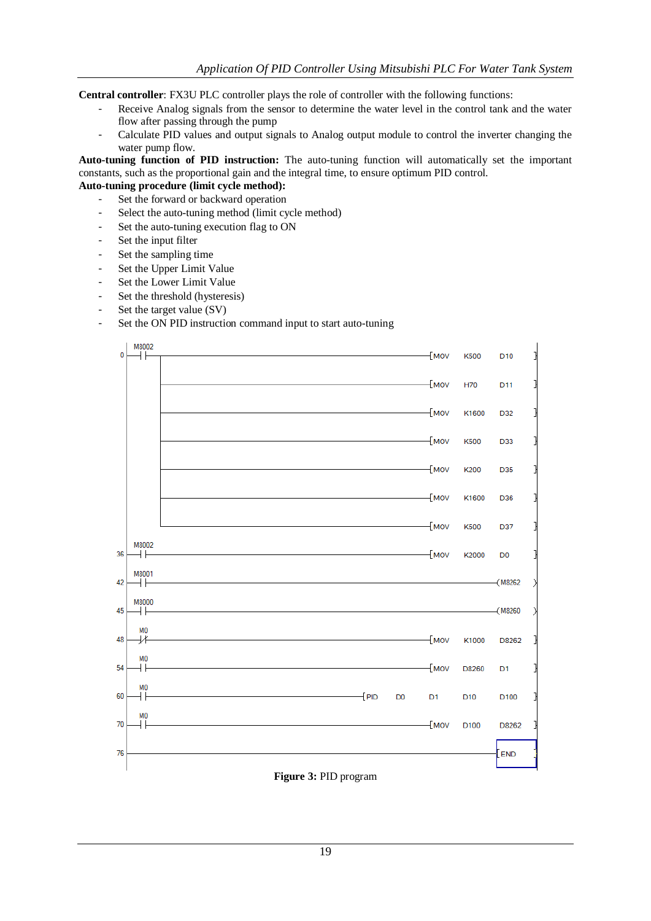**Central controller**: FX3U PLC controller plays the role of controller with the following functions:

- Receive Analog signals from the sensor to determine the water level in the control tank and the water flow after passing through the pump
- Calculate PID values and output signals to Analog output module to control the inverter changing the water pump flow.

**Auto-tuning function of PID instruction:** The auto-tuning function will automatically set the important constants, such as the proportional gain and the integral time, to ensure optimum PID control.

**Auto-tuning procedure (limit cycle method):**

- Set the forward or backward operation
- Select the auto-tuning method (limit cycle method)
- Set the auto-tuning execution flag to ON
- Set the input filter
- Set the sampling time
- Set the Upper Limit Value
- Set the Lower Limit Value
- Set the threshold (hysteresis)
- Set the target value (SV)
- Set the ON PID instruction command input to start auto-tuning

```
0   M8002  -| |-  [MOV  K500   D10  ]
                  [MOV  H70    D11  ]
                  [MOV  K1600  D32  ]
                  [MOV  K500   D33  ]
                  [MOV  K200   D35  ]
                  [MOV  K1600  D36  ]
                  [MOV  K500   D37  ]
36  M8002  -| |-  [MOV  K2000  D0   ]
42  M8001  -| |-  (M8262)
45  M8000  -| |-  (M8260)
48  M0     -|/|-  [MOV  K1000  D8262]
54  M0     -| |-  [MOV  D8260  D1   ]
60  M0     -| |-  [PID  D0  D1  D10  D100]
70  M0     -| |-  [MOV  D100   D8262]
76                [END]
```

**Figure 3:** PID program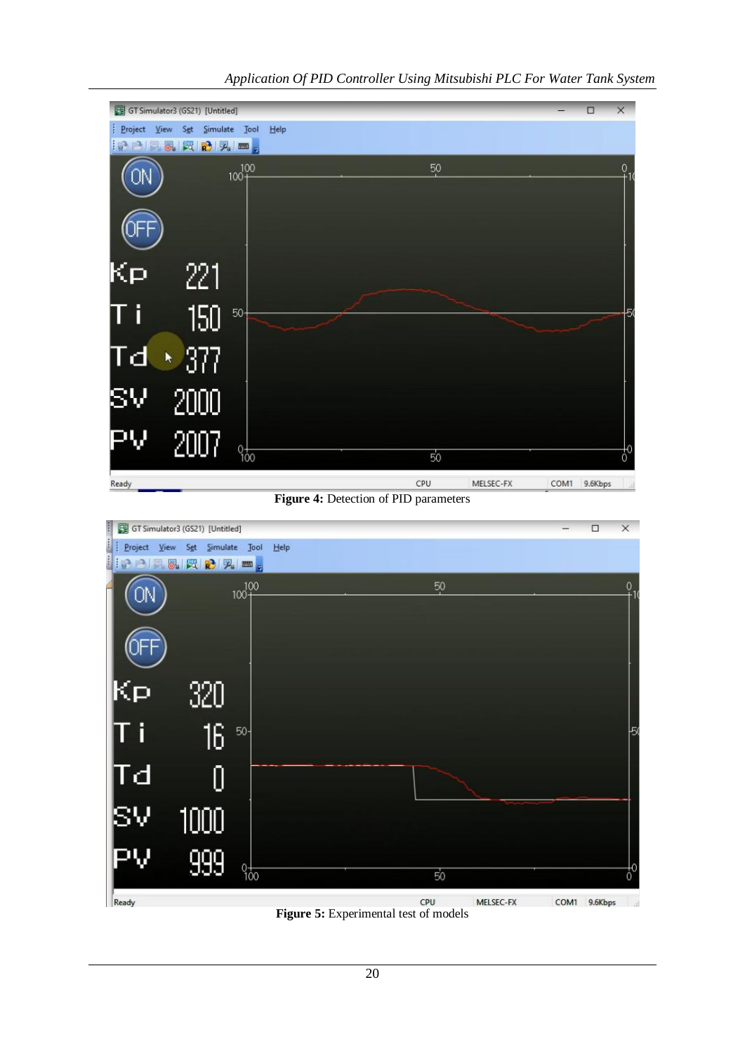Figure 4: Detection of PID parameters

Figure 5: Experimental test of models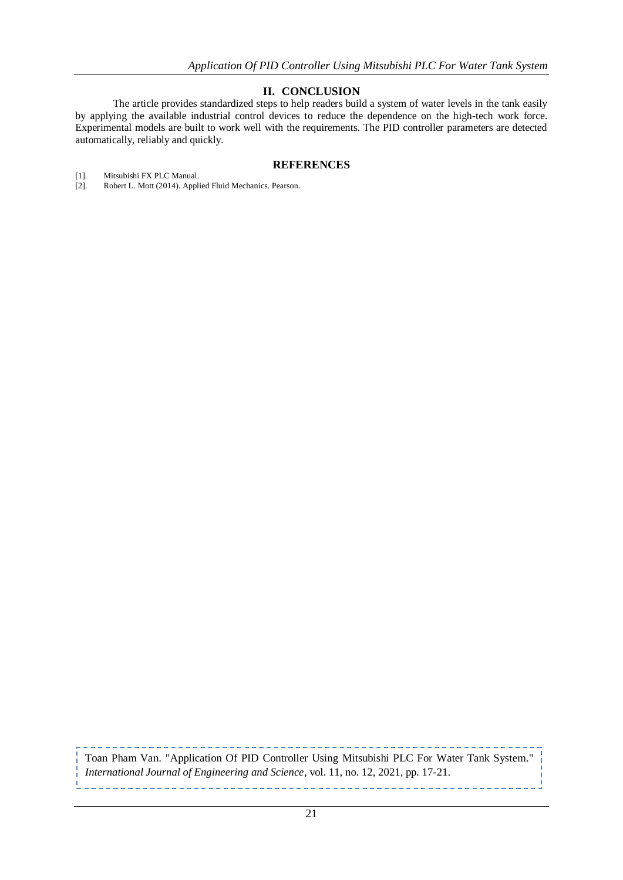## II. CONCLUSION

The article provides standardized steps to help readers build a system of water levels in the tank easily by applying the available industrial control devices to reduce the dependence on the high-tech work force. Experimental models are built to work well with the requirements. The PID controller parameters are detected automatically, reliably and quickly.

## REFERENCES

[1]. Mitsubishi FX PLC Manual.
[2]. Robert L. Mott (2014). Applied Fluid Mechanics. Pearson.

Toan Pham Van. "Application Of PID Controller Using Mitsubishi PLC For Water Tank System." *International Journal of Engineering and Science*, vol. 11, no. 12, 2021, pp. 17-21.